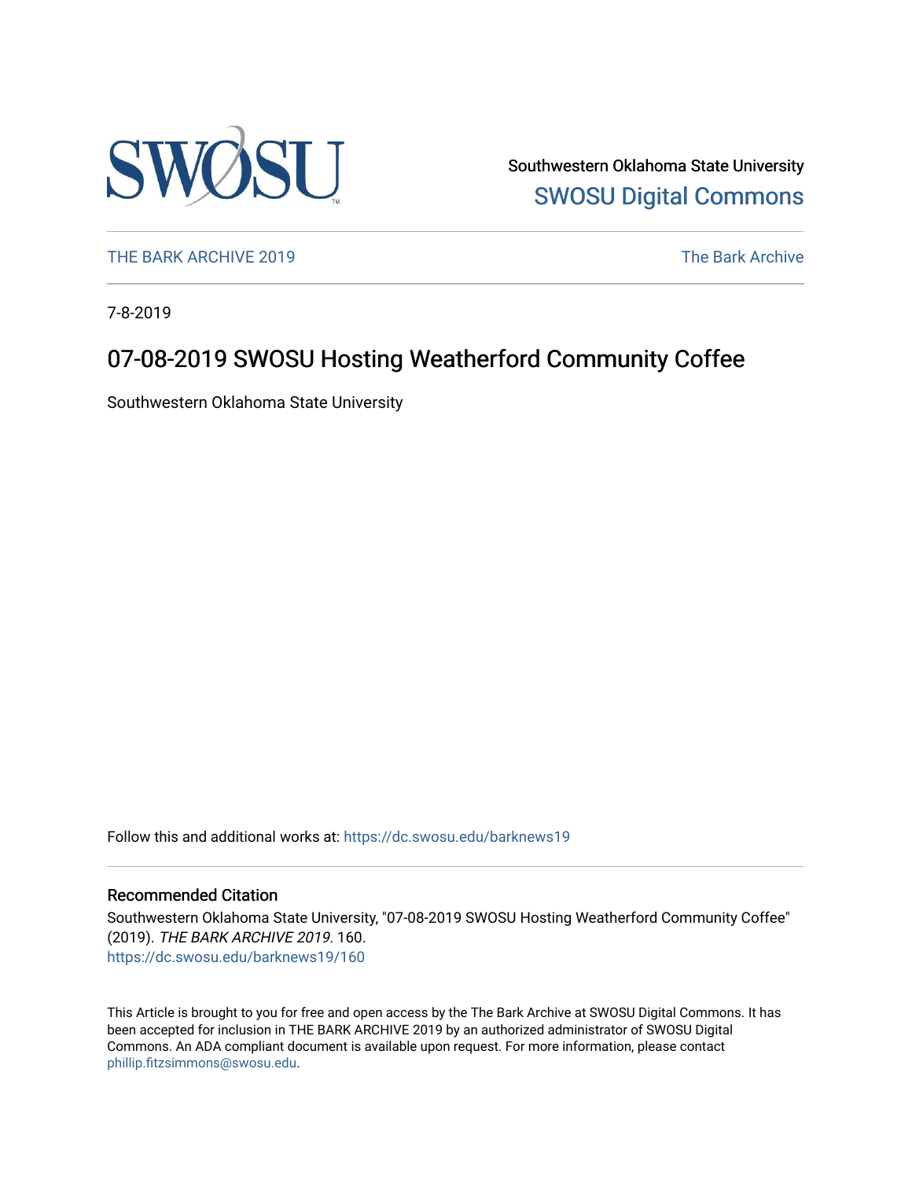Southwestern Oklahoma State University

SWOSU Digital Commons

THE BARK ARCHIVE 2019 | The Bark Archive

7-8-2019

# 07-08-2019 SWOSU Hosting Weatherford Community Coffee

Southwestern Oklahoma State University

Follow this and additional works at: https://dc.swosu.edu/barknews19

## Recommended Citation

Southwestern Oklahoma State University, "07-08-2019 SWOSU Hosting Weatherford Community Coffee" (2019). *THE BARK ARCHIVE 2019*. 160.
https://dc.swosu.edu/barknews19/160

This Article is brought to you for free and open access by the The Bark Archive at SWOSU Digital Commons. It has been accepted for inclusion in THE BARK ARCHIVE 2019 by an authorized administrator of SWOSU Digital Commons. An ADA compliant document is available upon request. For more information, please contact phillip.fitzsimmons@swosu.edu.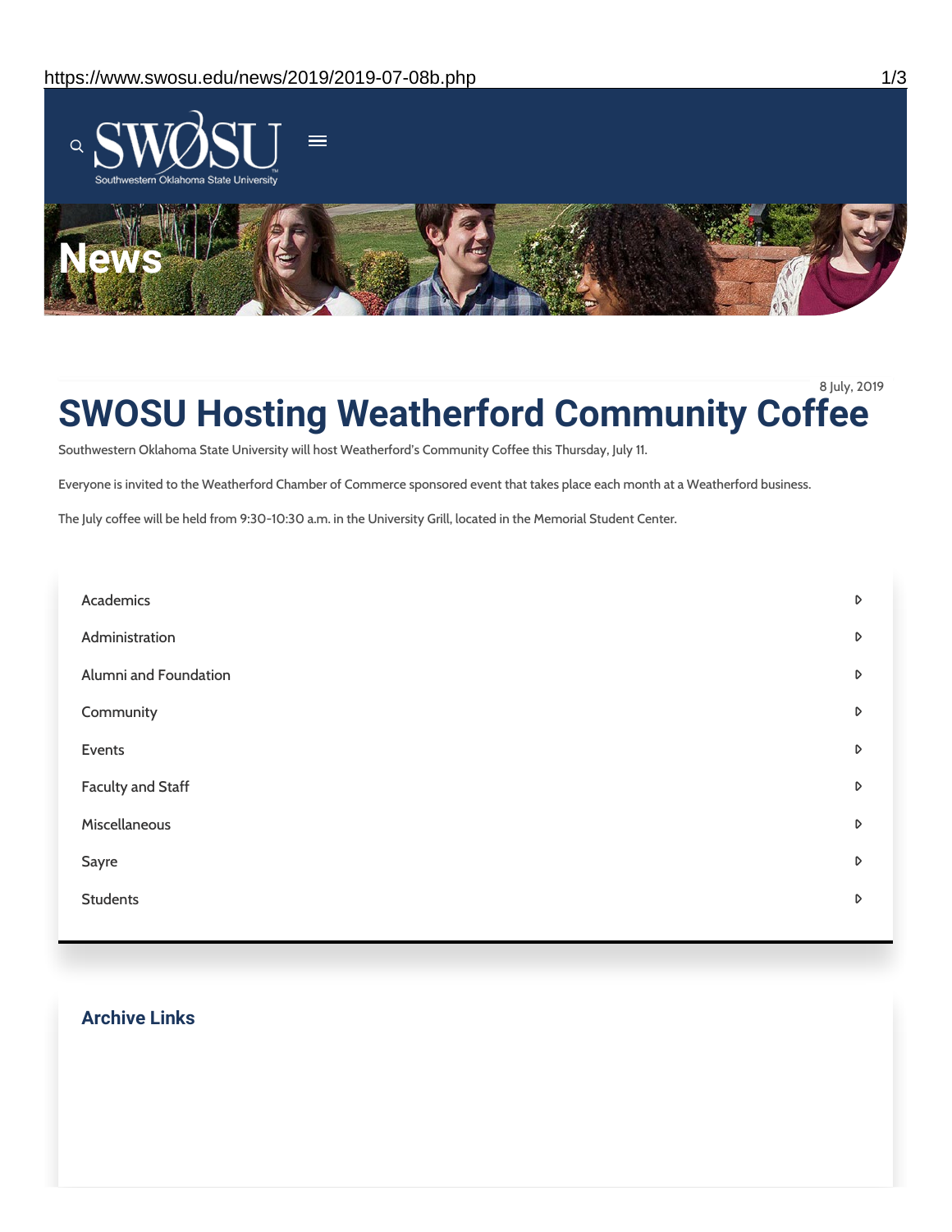# News

8 July, 2019

# SWOSU Hosting Weatherford Community Coffee

Southwestern Oklahoma State University will host Weatherford's Community Coffee this Thursday, July 11.

Everyone is invited to the Weatherford Chamber of Commerce sponsored event that takes place each month at a Weatherford business.

The July coffee will be held from 9:30-10:30 a.m. in the University Grill, located in the Memorial Student Center.

- Academics
- Administration
- Alumni and Foundation
- Community
- Events
- Faculty and Staff
- Miscellaneous
- Sayre
- Students

## Archive Links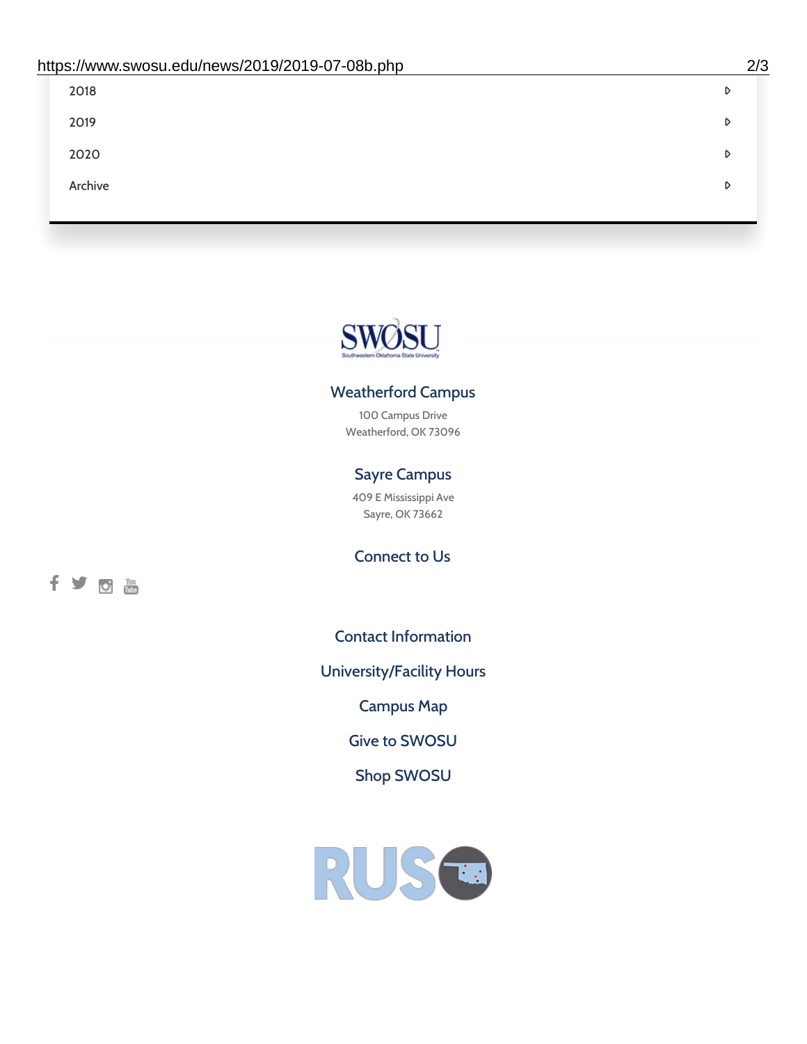2018

2019

2020

Archive

SWOSU
Southwestern Oklahoma State University

## Weatherford Campus

100 Campus Drive
Weatherford, OK 73096

## Sayre Campus

409 E Mississippi Ave
Sayre, OK 73662

## Connect to Us

Contact Information

University/Facility Hours

Campus Map

Give to SWOSU

Shop SWOSU

RUSO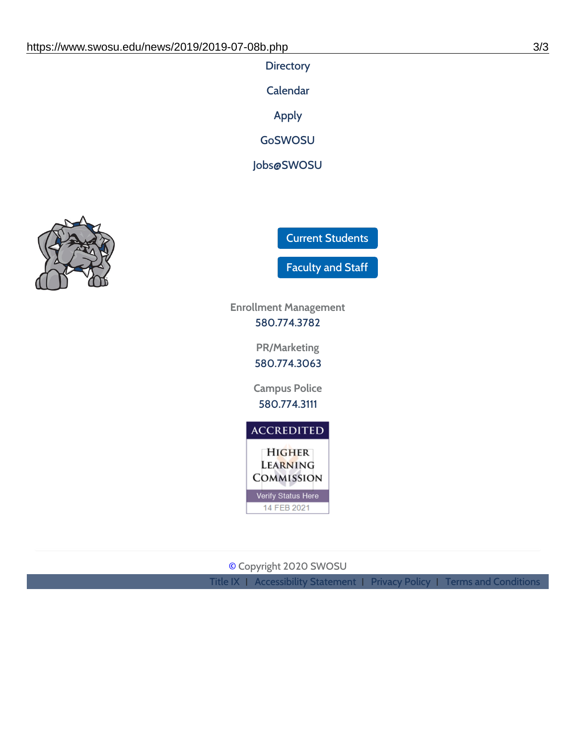Directory

Calendar

Apply

GoSWOSU

Jobs@SWOSU

Current Students

Faculty and Staff

Enrollment Management
580.774.3782

PR/Marketing
580.774.3063

Campus Police
580.774.3111

ACCREDITED
HIGHER LEARNING COMMISSION
Verify Status Here
14 FEB 2021

© Copyright 2020 SWOSU

Title IX | Accessibility Statement | Privacy Policy | Terms and Conditions